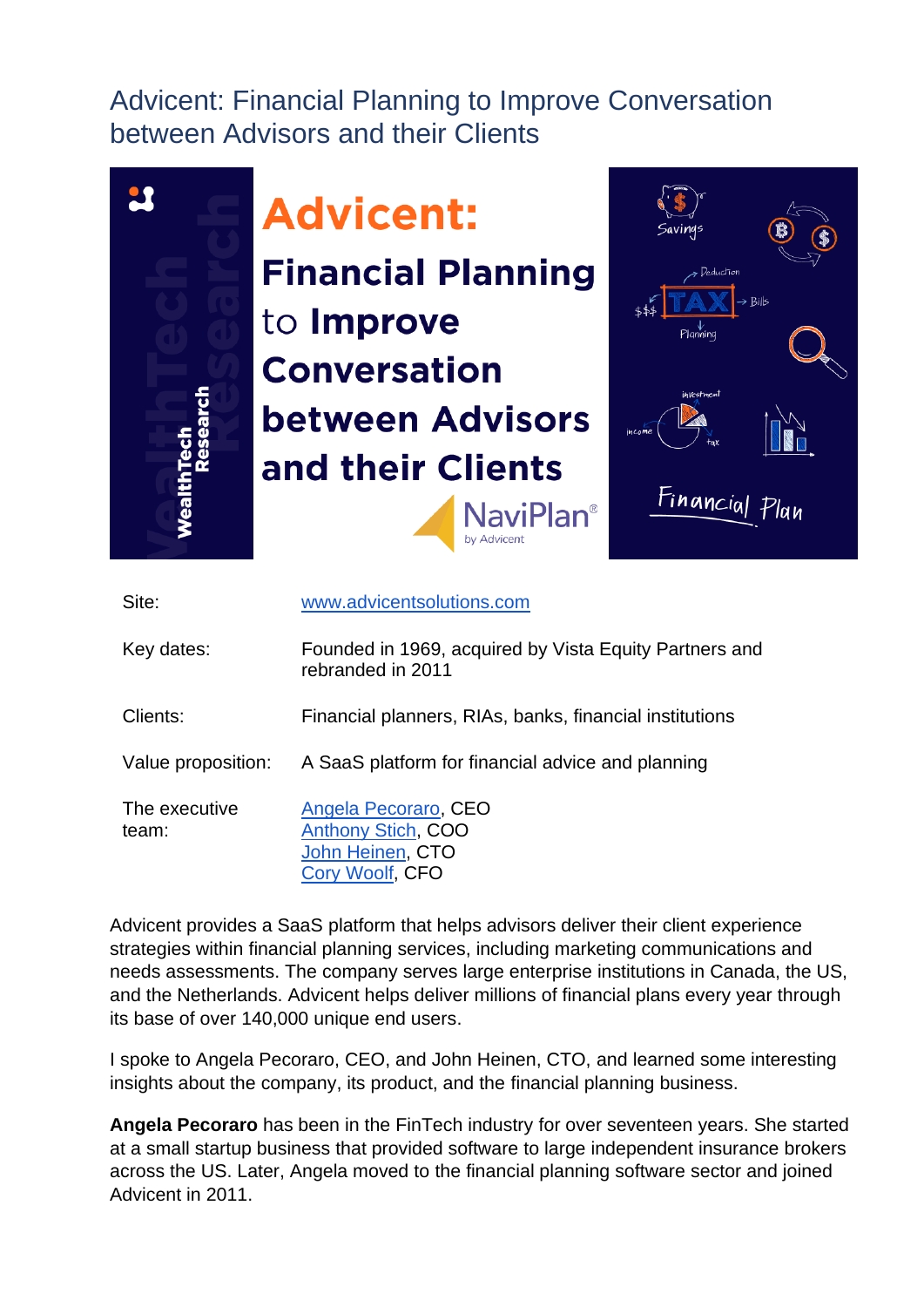# Advicent: Financial Planning to Improve Conversation between Advisors and their Clients

| | |
|---|---|
| Site: | www.advicentsolutions.com |
| Key dates: | Founded in 1969, acquired by Vista Equity Partners and rebranded in 2011 |
| Clients: | Financial planners, RIAs, banks, financial institutions |
| Value proposition: | A SaaS platform for financial advice and planning |
| The executive team: | Angela Pecoraro, CEO<br>Anthony Stich, COO<br>John Heinen, CTO<br>Cory Woolf, CFO |

Advicent provides a SaaS platform that helps advisors deliver their client experience strategies within financial planning services, including marketing communications and needs assessments. The company serves large enterprise institutions in Canada, the US, and the Netherlands. Advicent helps deliver millions of financial plans every year through its base of over 140,000 unique end users.

I spoke to Angela Pecoraro, CEO, and John Heinen, CTO, and learned some interesting insights about the company, its product, and the financial planning business.

**Angela Pecoraro** has been in the FinTech industry for over seventeen years. She started at a small startup business that provided software to large independent insurance brokers across the US. Later, Angela moved to the financial planning software sector and joined Advicent in 2011.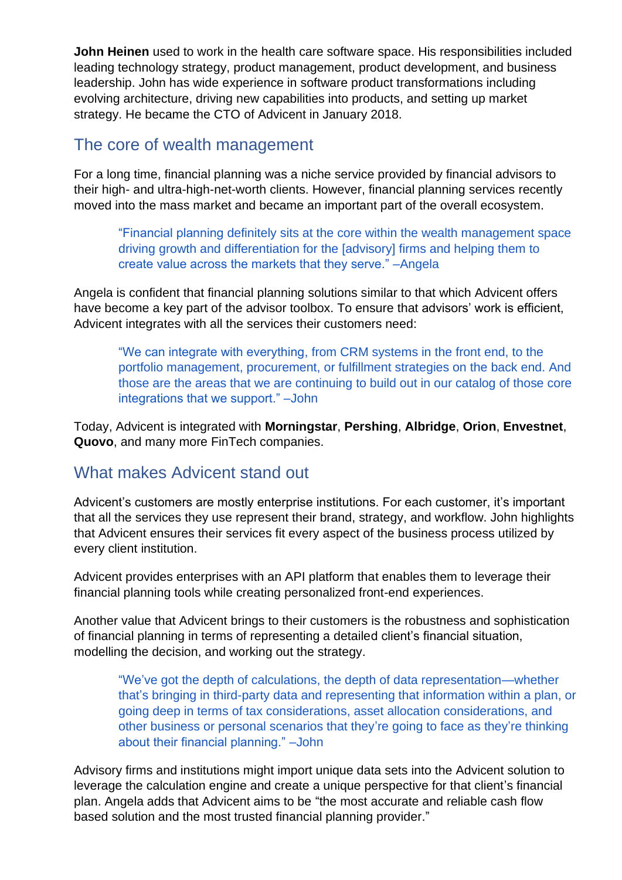**John Heinen** used to work in the health care software space. His responsibilities included leading technology strategy, product management, product development, and business leadership. John has wide experience in software product transformations including evolving architecture, driving new capabilities into products, and setting up market strategy. He became the CTO of Advicent in January 2018.

## The core of wealth management

For a long time, financial planning was a niche service provided by financial advisors to their high- and ultra-high-net-worth clients. However, financial planning services recently moved into the mass market and became an important part of the overall ecosystem.

> "Financial planning definitely sits at the core within the wealth management space driving growth and differentiation for the [advisory] firms and helping them to create value across the markets that they serve." –Angela

Angela is confident that financial planning solutions similar to that which Advicent offers have become a key part of the advisor toolbox. To ensure that advisors' work is efficient, Advicent integrates with all the services their customers need:

> "We can integrate with everything, from CRM systems in the front end, to the portfolio management, procurement, or fulfillment strategies on the back end. And those are the areas that we are continuing to build out in our catalog of those core integrations that we support." –John

Today, Advicent is integrated with **Morningstar**, **Pershing**, **Albridge**, **Orion**, **Envestnet**, **Quovo**, and many more FinTech companies.

## What makes Advicent stand out

Advicent's customers are mostly enterprise institutions. For each customer, it's important that all the services they use represent their brand, strategy, and workflow. John highlights that Advicent ensures their services fit every aspect of the business process utilized by every client institution.

Advicent provides enterprises with an API platform that enables them to leverage their financial planning tools while creating personalized front-end experiences.

Another value that Advicent brings to their customers is the robustness and sophistication of financial planning in terms of representing a detailed client's financial situation, modelling the decision, and working out the strategy.

> "We've got the depth of calculations, the depth of data representation—whether that's bringing in third-party data and representing that information within a plan, or going deep in terms of tax considerations, asset allocation considerations, and other business or personal scenarios that they're going to face as they're thinking about their financial planning." –John

Advisory firms and institutions might import unique data sets into the Advicent solution to leverage the calculation engine and create a unique perspective for that client's financial plan. Angela adds that Advicent aims to be "the most accurate and reliable cash flow based solution and the most trusted financial planning provider."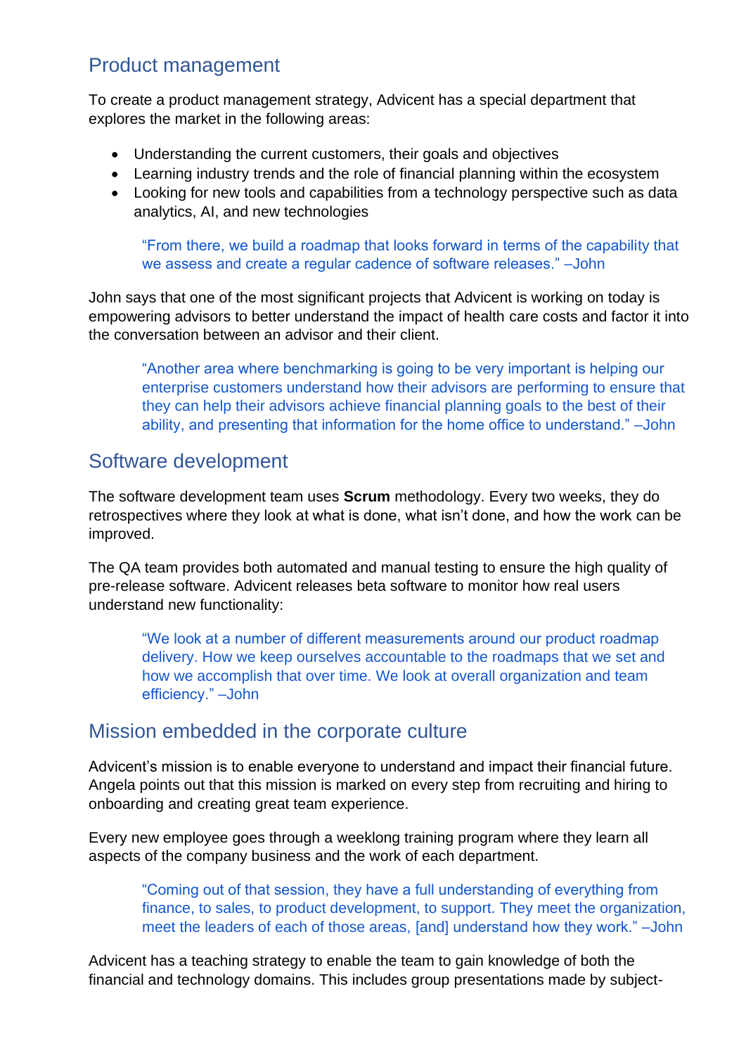## Product management

To create a product management strategy, Advicent has a special department that explores the market in the following areas:

- Understanding the current customers, their goals and objectives
- Learning industry trends and the role of financial planning within the ecosystem
- Looking for new tools and capabilities from a technology perspective such as data analytics, AI, and new technologies

> "From there, we build a roadmap that looks forward in terms of the capability that we assess and create a regular cadence of software releases." –John

John says that one of the most significant projects that Advicent is working on today is empowering advisors to better understand the impact of health care costs and factor it into the conversation between an advisor and their client.

> "Another area where benchmarking is going to be very important is helping our enterprise customers understand how their advisors are performing to ensure that they can help their advisors achieve financial planning goals to the best of their ability, and presenting that information for the home office to understand." –John

## Software development

The software development team uses **Scrum** methodology. Every two weeks, they do retrospectives where they look at what is done, what isn't done, and how the work can be improved.

The QA team provides both automated and manual testing to ensure the high quality of pre-release software. Advicent releases beta software to monitor how real users understand new functionality:

> "We look at a number of different measurements around our product roadmap delivery. How we keep ourselves accountable to the roadmaps that we set and how we accomplish that over time. We look at overall organization and team efficiency." –John

## Mission embedded in the corporate culture

Advicent's mission is to enable everyone to understand and impact their financial future. Angela points out that this mission is marked on every step from recruiting and hiring to onboarding and creating great team experience.

Every new employee goes through a weeklong training program where they learn all aspects of the company business and the work of each department.

> "Coming out of that session, they have a full understanding of everything from finance, to sales, to product development, to support. They meet the organization, meet the leaders of each of those areas, [and] understand how they work." –John

Advicent has a teaching strategy to enable the team to gain knowledge of both the financial and technology domains. This includes group presentations made by subject-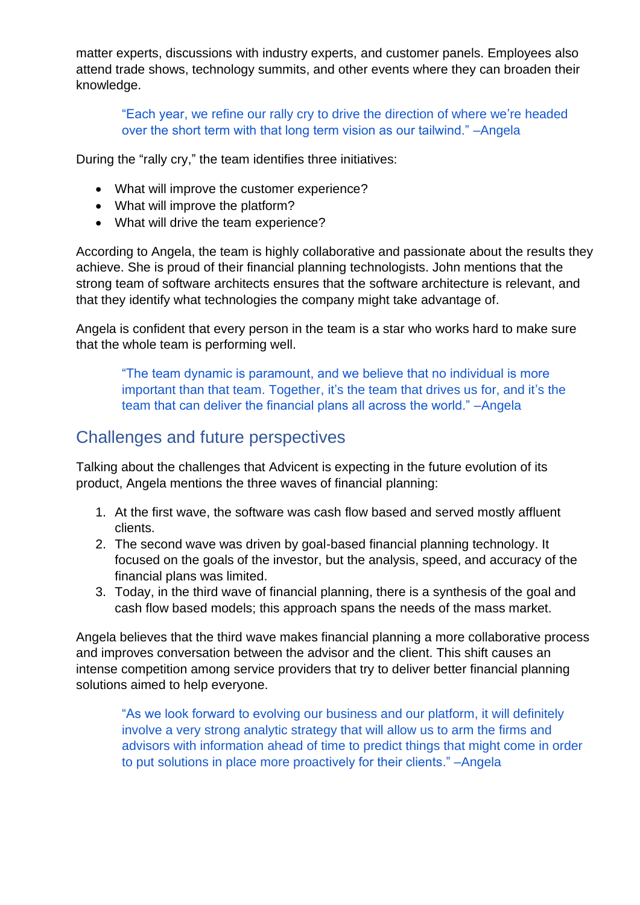matter experts, discussions with industry experts, and customer panels. Employees also attend trade shows, technology summits, and other events where they can broaden their knowledge.

> "Each year, we refine our rally cry to drive the direction of where we're headed over the short term with that long term vision as our tailwind." –Angela

During the "rally cry," the team identifies three initiatives:

- What will improve the customer experience?
- What will improve the platform?
- What will drive the team experience?

According to Angela, the team is highly collaborative and passionate about the results they achieve. She is proud of their financial planning technologists. John mentions that the strong team of software architects ensures that the software architecture is relevant, and that they identify what technologies the company might take advantage of.

Angela is confident that every person in the team is a star who works hard to make sure that the whole team is performing well.

> "The team dynamic is paramount, and we believe that no individual is more important than that team. Together, it's the team that drives us for, and it's the team that can deliver the financial plans all across the world." –Angela

## Challenges and future perspectives

Talking about the challenges that Advicent is expecting in the future evolution of its product, Angela mentions the three waves of financial planning:

1. At the first wave, the software was cash flow based and served mostly affluent clients.
2. The second wave was driven by goal-based financial planning technology. It focused on the goals of the investor, but the analysis, speed, and accuracy of the financial plans was limited.
3. Today, in the third wave of financial planning, there is a synthesis of the goal and cash flow based models; this approach spans the needs of the mass market.

Angela believes that the third wave makes financial planning a more collaborative process and improves conversation between the advisor and the client. This shift causes an intense competition among service providers that try to deliver better financial planning solutions aimed to help everyone.

> "As we look forward to evolving our business and our platform, it will definitely involve a very strong analytic strategy that will allow us to arm the firms and advisors with information ahead of time to predict things that might come in order to put solutions in place more proactively for their clients." –Angela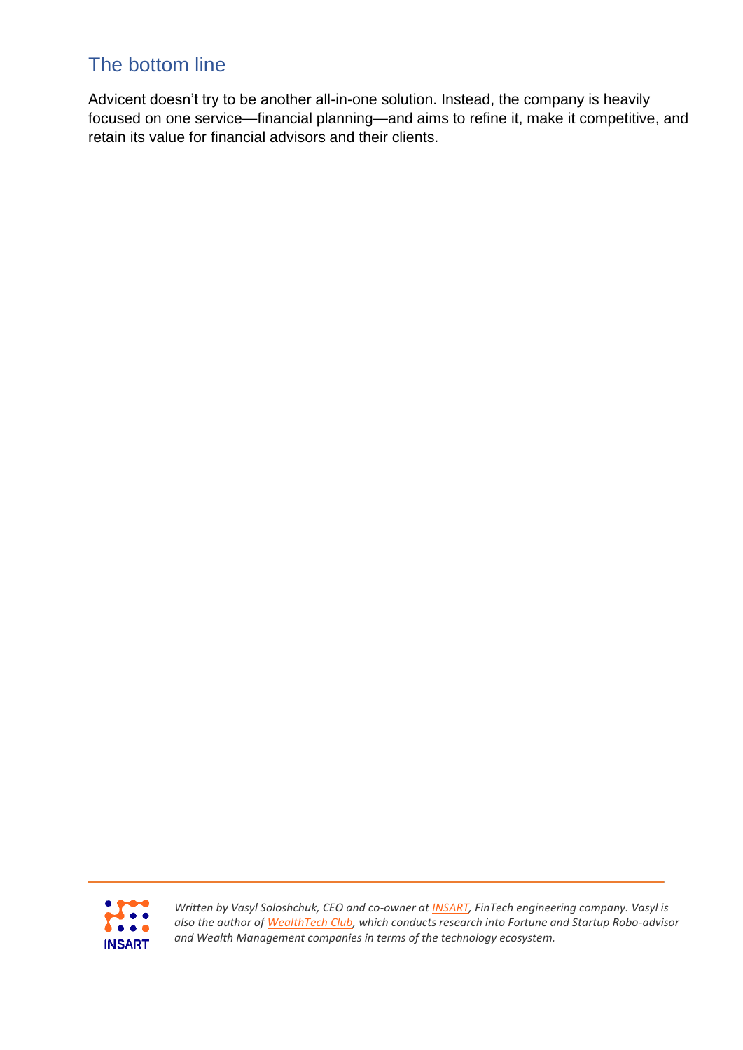## The bottom line

Advicent doesn't try to be another all-in-one solution. Instead, the company is heavily focused on one service—financial planning—and aims to refine it, make it competitive, and retain its value for financial advisors and their clients.

---

*Written by Vasyl Soloshchuk, CEO and co-owner at [INSART](), FinTech engineering company. Vasyl is also the author of [WealthTech Club](), which conducts research into Fortune and Startup Robo-advisor and Wealth Management companies in terms of the technology ecosystem.*